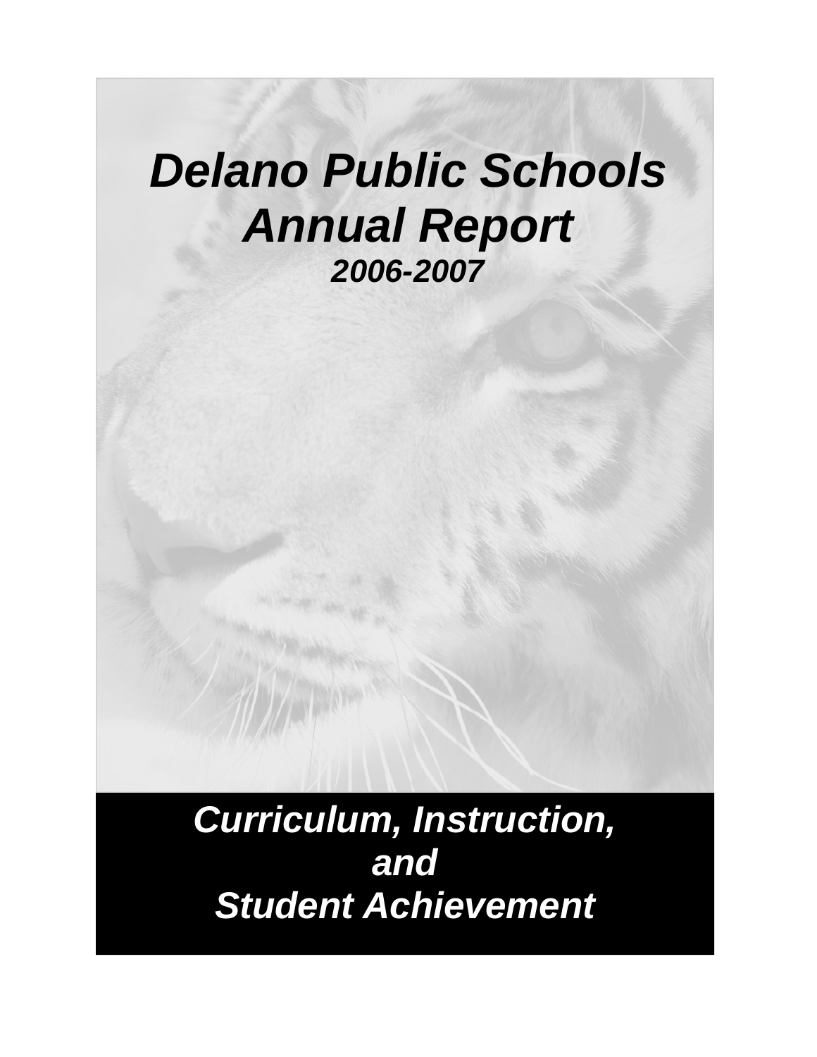# *Delano Public Schools Annual Report*

### *2006-2007*

## *Curriculum, Instruction, and Student Achievement*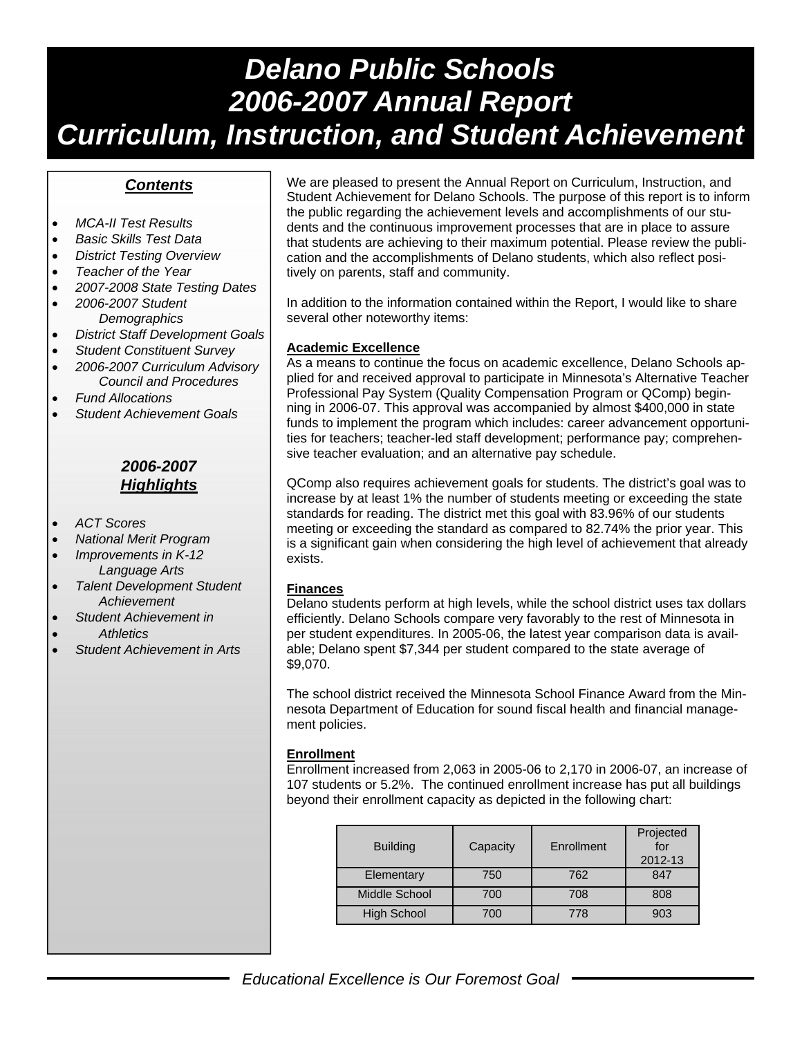# Delano Public Schools
# 2006-2007 Annual Report
# Curriculum, Instruction, and Student Achievement

## *Contents*

- *MCA-II Test Results*
- *Basic Skills Test Data*
- *District Testing Overview*
- *Teacher of the Year*
- *2007-2008 State Testing Dates*
- *2006-2007 Student Demographics*
- *District Staff Development Goals*
- *Student Constituent Survey*
- *2006-2007 Curriculum Advisory Council and Procedures*
- *Fund Allocations*
- *Student Achievement Goals*

## *2006-2007 Highlights*

- *ACT Scores*
- *National Merit Program*
- *Improvements in K-12 Language Arts*
- *Talent Development Student Achievement*
- *Student Achievement in Athletics*
- *Student Achievement in Arts*

We are pleased to present the Annual Report on Curriculum, Instruction, and Student Achievement for Delano Schools. The purpose of this report is to inform the public regarding the achievement levels and accomplishments of our students and the continuous improvement processes that are in place to assure that students are achieving to their maximum potential. Please review the publication and the accomplishments of Delano students, which also reflect positively on parents, staff and community.

In addition to the information contained within the Report, I would like to share several other noteworthy items:

**Academic Excellence**

As a means to continue the focus on academic excellence, Delano Schools applied for and received approval to participate in Minnesota's Alternative Teacher Professional Pay System (Quality Compensation Program or QComp) beginning in 2006-07. This approval was accompanied by almost $400,000 in state funds to implement the program which includes: career advancement opportunities for teachers; teacher-led staff development; performance pay; comprehensive teacher evaluation; and an alternative pay schedule.

QComp also requires achievement goals for students. The district's goal was to increase by at least 1% the number of students meeting or exceeding the state standards for reading. The district met this goal with 83.96% of our students meeting or exceeding the standard as compared to 82.74% the prior year. This is a significant gain when considering the high level of achievement that already exists.

**Finances**

Delano students perform at high levels, while the school district uses tax dollars efficiently. Delano Schools compare very favorably to the rest of Minnesota in per student expenditures. In 2005-06, the latest year comparison data is available; Delano spent $7,344 per student compared to the state average of $9,070.

The school district received the Minnesota School Finance Award from the Minnesota Department of Education for sound fiscal health and financial management policies.

**Enrollment**

Enrollment increased from 2,063 in 2005-06 to 2,170 in 2006-07, an increase of 107 students or 5.2%. The continued enrollment increase has put all buildings beyond their enrollment capacity as depicted in the following chart:

| Building | Capacity | Enrollment | Projected for 2012-13 |
|---|---|---|---|
| Elementary | 750 | 762 | 847 |
| Middle School | 700 | 708 | 808 |
| High School | 700 | 778 | 903 |

*Educational Excellence is Our Foremost Goal*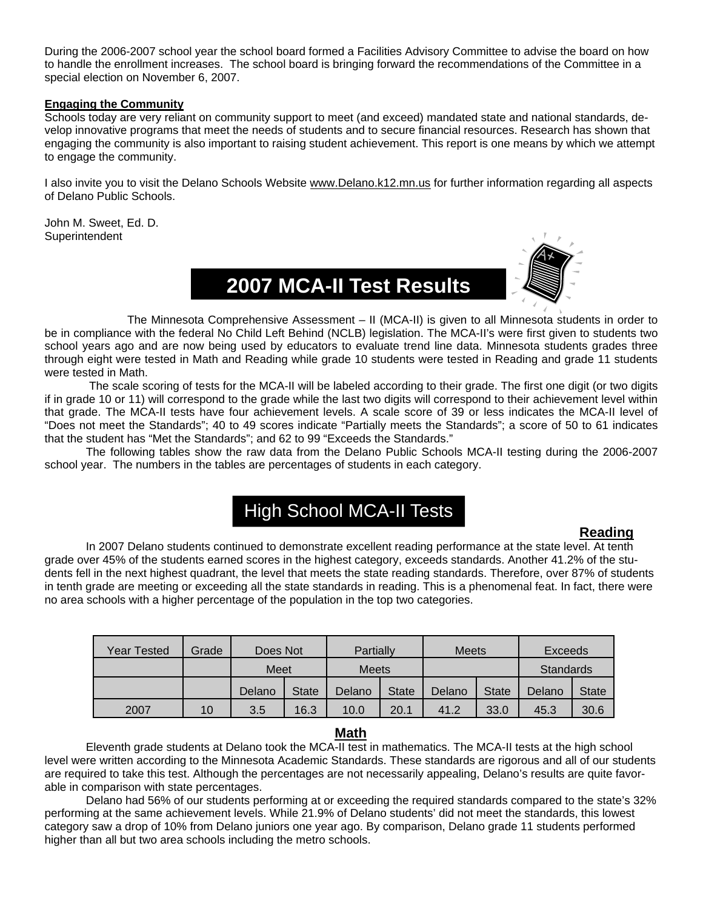During the 2006-2007 school year the school board formed a Facilities Advisory Committee to advise the board on how to handle the enrollment increases. The school board is bringing forward the recommendations of the Committee in a special election on November 6, 2007.

**Engaging the Community**

Schools today are very reliant on community support to meet (and exceed) mandated state and national standards, develop innovative programs that meet the needs of students and to secure financial resources. Research has shown that engaging the community is also important to raising student achievement. This report is one means by which we attempt to engage the community.

I also invite you to visit the Delano Schools Website www.Delano.k12.mn.us for further information regarding all aspects of Delano Public Schools.

John M. Sweet, Ed. D.
Superintendent

# 2007 MCA-II Test Results

The Minnesota Comprehensive Assessment – II (MCA-II) is given to all Minnesota students in order to be in compliance with the federal No Child Left Behind (NCLB) legislation. The MCA-II's were first given to students two school years ago and are now being used by educators to evaluate trend line data. Minnesota students grades three through eight were tested in Math and Reading while grade 10 students were tested in Reading and grade 11 students were tested in Math.

The scale scoring of tests for the MCA-II will be labeled according to their grade. The first one digit (or two digits if in grade 10 or 11) will correspond to the grade while the last two digits will correspond to their achievement level within that grade. The MCA-II tests have four achievement levels. A scale score of 39 or less indicates the MCA-II level of "Does not meet the Standards"; 40 to 49 scores indicate "Partially meets the Standards"; a score of 50 to 61 indicates that the student has "Met the Standards"; and 62 to 99 "Exceeds the Standards."

The following tables show the raw data from the Delano Public Schools MCA-II testing during the 2006-2007 school year. The numbers in the tables are percentages of students in each category.

## High School MCA-II Tests

### Reading

In 2007 Delano students continued to demonstrate excellent reading performance at the state level. At tenth grade over 45% of the students earned scores in the highest category, exceeds standards. Another 41.2% of the students fell in the next highest quadrant, the level that meets the state reading standards. Therefore, over 87% of students in tenth grade are meeting or exceeding all the state standards in reading. This is a phenomenal feat. In fact, there were no area schools with a higher percentage of the population in the top two categories.

| Year Tested | Grade | Does Not Meet | | Partially Meets | | Meets | | Exceeds Standards | |
|---|---|---|---|---|---|---|---|---|---|
| | | Delano | State | Delano | State | Delano | State | Delano | State |
| 2007 | 10 | 3.5 | 16.3 | 10.0 | 20.1 | 41.2 | 33.0 | 45.3 | 30.6 |

### Math

Eleventh grade students at Delano took the MCA-II test in mathematics. The MCA-II tests at the high school level were written according to the Minnesota Academic Standards. These standards are rigorous and all of our students are required to take this test. Although the percentages are not necessarily appealing, Delano's results are quite favorable in comparison with state percentages.

Delano had 56% of our students performing at or exceeding the required standards compared to the state's 32% performing at the same achievement levels. While 21.9% of Delano students' did not meet the standards, this lowest category saw a drop of 10% from Delano juniors one year ago. By comparison, Delano grade 11 students performed higher than all but two area schools including the metro schools.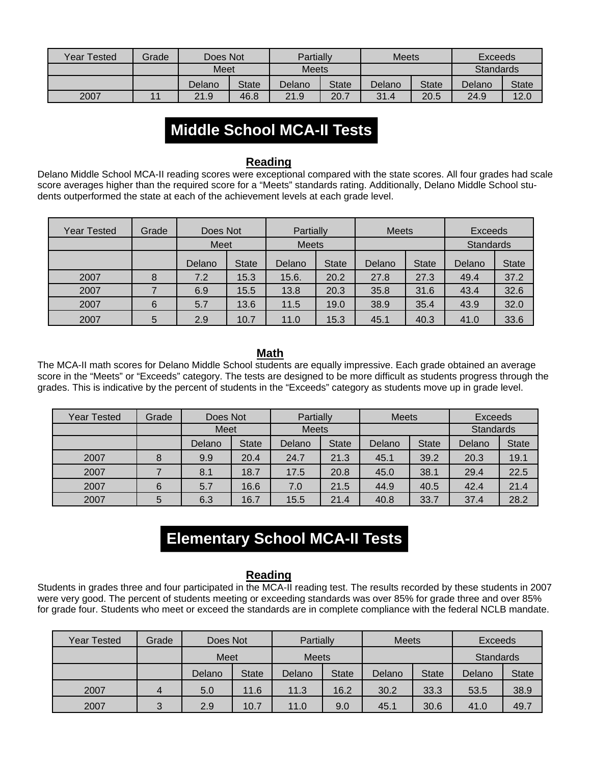| Year Tested | Grade | Does Not | | Partially | | Meets | | Exceeds | |
|---|---|---|---|---|---|---|---|---|---|
| | | Meet | | Meets | | | | Standards | |
| | | Delano | State | Delano | State | Delano | State | Delano | State |
| 2007 | 11 | 21.9 | 46.8 | 21.9 | 20.7 | 31.4 | 20.5 | 24.9 | 12.0 |

# Middle School MCA-II Tests

## Reading

Delano Middle School MCA-II reading scores were exceptional compared with the state scores. All four grades had scale score averages higher than the required score for a “Meets” standards rating. Additionally, Delano Middle School students outperformed the state at each of the achievement levels at each grade level.

| Year Tested | Grade | Does Not | | Partially | | Meets | | Exceeds | |
|---|---|---|---|---|---|---|---|---|---|
| | | Meet | | Meets | | | | Standards | |
| | | Delano | State | Delano | State | Delano | State | Delano | State |
| 2007 | 8 | 7.2 | 15.3 | 15.6. | 20.2 | 27.8 | 27.3 | 49.4 | 37.2 |
| 2007 | 7 | 6.9 | 15.5 | 13.8 | 20.3 | 35.8 | 31.6 | 43.4 | 32.6 |
| 2007 | 6 | 5.7 | 13.6 | 11.5 | 19.0 | 38.9 | 35.4 | 43.9 | 32.0 |
| 2007 | 5 | 2.9 | 10.7 | 11.0 | 15.3 | 45.1 | 40.3 | 41.0 | 33.6 |

## Math

The MCA-II math scores for Delano Middle School students are equally impressive. Each grade obtained an average score in the “Meets” or “Exceeds” category. The tests are designed to be more difficult as students progress through the grades. This is indicative by the percent of students in the “Exceeds” category as students move up in grade level.

| Year Tested | Grade | Does Not | | Partially | | Meets | | Exceeds | |
|---|---|---|---|---|---|---|---|---|---|
| | | Meet | | Meets | | | | Standards | |
| | | Delano | State | Delano | State | Delano | State | Delano | State |
| 2007 | 8 | 9.9 | 20.4 | 24.7 | 21.3 | 45.1 | 39.2 | 20.3 | 19.1 |
| 2007 | 7 | 8.1 | 18.7 | 17.5 | 20.8 | 45.0 | 38.1 | 29.4 | 22.5 |
| 2007 | 6 | 5.7 | 16.6 | 7.0 | 21.5 | 44.9 | 40.5 | 42.4 | 21.4 |
| 2007 | 5 | 6.3 | 16.7 | 15.5 | 21.4 | 40.8 | 33.7 | 37.4 | 28.2 |

# Elementary School MCA-II Tests

## Reading

Students in grades three and four participated in the MCA-II reading test. The results recorded by these students in 2007 were very good. The percent of students meeting or exceeding standards was over 85% for grade three and over 85% for grade four. Students who meet or exceed the standards are in complete compliance with the federal NCLB mandate.

| Year Tested | Grade | Does Not | | Partially | | Meets | | Exceeds | |
|---|---|---|---|---|---|---|---|---|---|
| | | Meet | | Meets | | | | Standards | |
| | | Delano | State | Delano | State | Delano | State | Delano | State |
| 2007 | 4 | 5.0 | 11.6 | 11.3 | 16.2 | 30.2 | 33.3 | 53.5 | 38.9 |
| 2007 | 3 | 2.9 | 10.7 | 11.0 | 9.0 | 45.1 | 30.6 | 41.0 | 49.7 |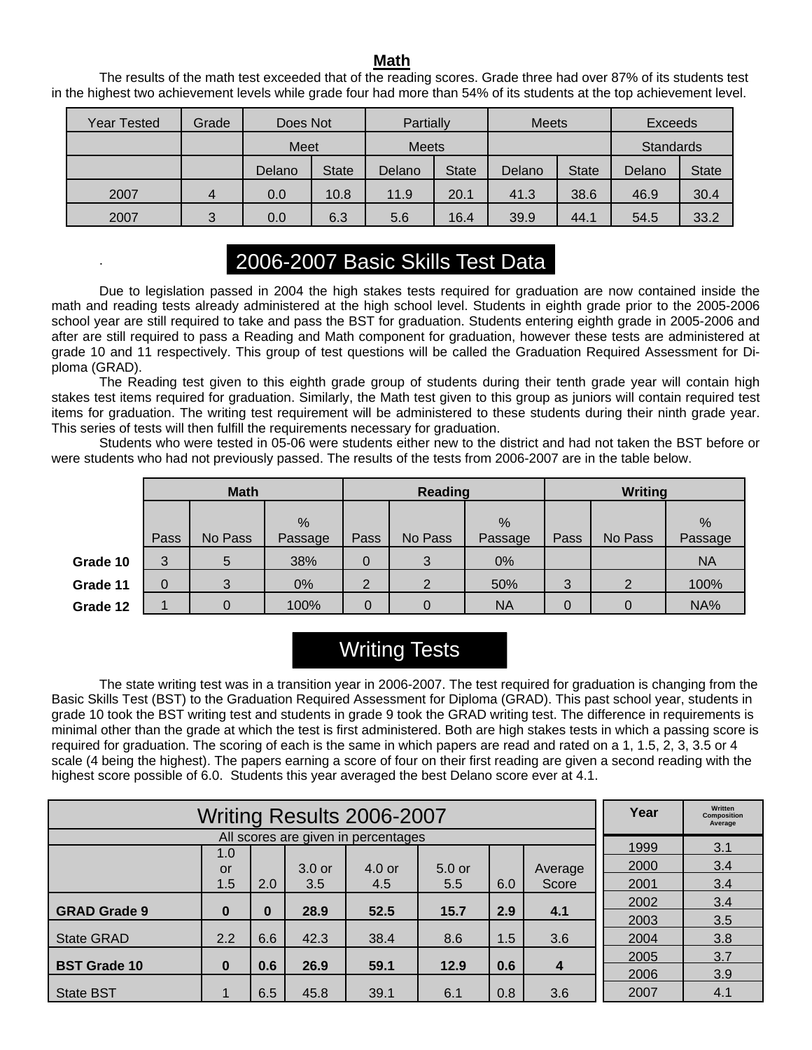## Math

The results of the math test exceeded that of the reading scores. Grade three had over 87% of its students test in the highest two achievement levels while grade four had more than 54% of its students at the top achievement level.

| Year Tested | Grade | Does Not Meet | | Partially Meets | | Meets | | Exceeds Standards | |
|---|---|---|---|---|---|---|---|---|---|
| | | Delano | State | Delano | State | Delano | State | Delano | State |
| 2007 | 4 | 0.0 | 10.8 | 11.9 | 20.1 | 41.3 | 38.6 | 46.9 | 30.4 |
| 2007 | 3 | 0.0 | 6.3 | 5.6 | 16.4 | 39.9 | 44.1 | 54.5 | 33.2 |

## 2006-2007 Basic Skills Test Data

Due to legislation passed in 2004 the high stakes tests required for graduation are now contained inside the math and reading tests already administered at the high school level. Students in eighth grade prior to the 2005-2006 school year are still required to take and pass the BST for graduation. Students entering eighth grade in 2005-2006 and after are still required to pass a Reading and Math component for graduation, however these tests are administered at grade 10 and 11 respectively. This group of test questions will be called the Graduation Required Assessment for Diploma (GRAD).

The Reading test given to this eighth grade group of students during their tenth grade year will contain high stakes test items required for graduation. Similarly, the Math test given to this group as juniors will contain required test items for graduation. The writing test requirement will be administered to these students during their ninth grade year. This series of tests will then fulfill the requirements necessary for graduation.

Students who were tested in 05-06 were students either new to the district and had not taken the BST before or were students who had not previously passed. The results of the tests from 2006-2007 are in the table below.

| | Math | | | Reading | | | Writing | | |
|---|---|---|---|---|---|---|---|---|---|
| | Pass | No Pass | % Passage | Pass | No Pass | % Passage | Pass | No Pass | % Passage |
| **Grade 10** | 3 | 5 | 38% | 0 | 3 | 0% | | | NA |
| **Grade 11** | 0 | 3 | 0% | 2 | 2 | 50% | 3 | 2 | 100% |
| **Grade 12** | 1 | 0 | 100% | 0 | 0 | NA | 0 | 0 | NA% |

## Writing Tests

The state writing test was in a transition year in 2006-2007. The test required for graduation is changing from the Basic Skills Test (BST) to the Graduation Required Assessment for Diploma (GRAD). This past school year, students in grade 10 took the BST writing test and students in grade 9 took the GRAD writing test. The difference in requirements is minimal other than the grade at which the test is first administered. Both are high stakes tests in which a passing score is required for graduation. The scoring of each is the same in which papers are read and rated on a 1, 1.5, 2, 3, 3.5 or 4 scale (4 being the highest). The papers earning a score of four on their first reading are given a second reading with the highest score possible of 6.0. Students this year averaged the best Delano score ever at 4.1.

**Writing Results 2006-2007**

All scores are given in percentages

| | 1.0 or 1.5 | 2.0 | 3.0 or 3.5 | 4.0 or 4.5 | 5.0 or 5.5 | 6.0 | Average Score |
|---|---|---|---|---|---|---|---|
| **GRAD Grade 9** | **0** | **0** | **28.9** | **52.5** | **15.7** | **2.9** | **4.1** |
| State GRAD | 2.2 | 6.6 | 42.3 | 38.4 | 8.6 | 1.5 | 3.6 |
| **BST Grade 10** | **0** | **0.6** | **26.9** | **59.1** | **12.9** | **0.6** | **4** |
| State BST | 1 | 6.5 | 45.8 | 39.1 | 6.1 | 0.8 | 3.6 |

| Year | Written Composition Average |
|---|---|
| 1999 | 3.1 |
| 2000 | 3.4 |
| 2001 | 3.4 |
| 2002 | 3.4 |
| 2003 | 3.5 |
| 2004 | 3.8 |
| 2005 | 3.7 |
| 2006 | 3.9 |
| 2007 | 4.1 |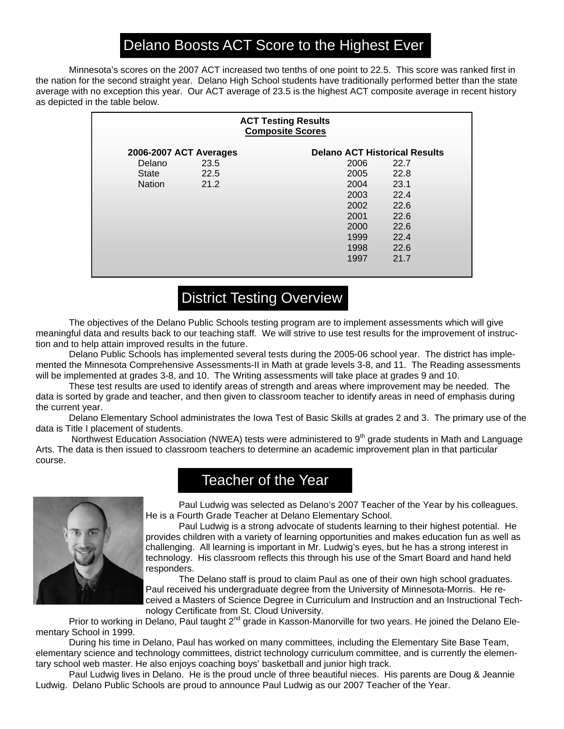## Delano Boosts ACT Score to the Highest Ever

Minnesota's scores on the 2007 ACT increased two tenths of one point to 22.5. This score was ranked first in the nation for the second straight year. Delano High School students have traditionally performed better than the state average with no exception this year. Our ACT average of 23.5 is the highest ACT composite average in recent history as depicted in the table below.

**ACT Testing Results**
**Composite Scores**

**2006-2007 ACT Averages**

| | |
|---|---|
| Delano | 23.5 |
| State | 22.5 |
| Nation | 21.2 |

**Delano ACT Historical Results**

| | |
|---|---|
| 2006 | 22.7 |
| 2005 | 22.8 |
| 2004 | 23.1 |
| 2003 | 22.4 |
| 2002 | 22.6 |
| 2001 | 22.6 |
| 2000 | 22.6 |
| 1999 | 22.4 |
| 1998 | 22.6 |
| 1997 | 21.7 |

## District Testing Overview

The objectives of the Delano Public Schools testing program are to implement assessments which will give meaningful data and results back to our teaching staff. We will strive to use test results for the improvement of instruction and to help attain improved results in the future.

Delano Public Schools has implemented several tests during the 2005-06 school year. The district has implemented the Minnesota Comprehensive Assessments-II in Math at grade levels 3-8, and 11. The Reading assessments will be implemented at grades 3-8, and 10. The Writing assessments will take place at grades 9 and 10.

These test results are used to identify areas of strength and areas where improvement may be needed. The data is sorted by grade and teacher, and then given to classroom teacher to identify areas in need of emphasis during the current year.

Delano Elementary School administrates the Iowa Test of Basic Skills at grades 2 and 3. The primary use of the data is Title I placement of students.

Northwest Education Association (NWEA) tests were administered to 9th grade students in Math and Language Arts. The data is then issued to classroom teachers to determine an academic improvement plan in that particular course.

## Teacher of the Year

Paul Ludwig was selected as Delano's 2007 Teacher of the Year by his colleagues. He is a Fourth Grade Teacher at Delano Elementary School.

Paul Ludwig is a strong advocate of students learning to their highest potential. He provides children with a variety of learning opportunities and makes education fun as well as challenging. All learning is important in Mr. Ludwig's eyes, but he has a strong interest in technology. His classroom reflects this through his use of the Smart Board and hand held responders.

The Delano staff is proud to claim Paul as one of their own high school graduates. Paul received his undergraduate degree from the University of Minnesota-Morris. He received a Masters of Science Degree in Curriculum and Instruction and an Instructional Technology Certificate from St. Cloud University.

Prior to working in Delano, Paul taught 2nd grade in Kasson-Manorville for two years. He joined the Delano Elementary School in 1999.

During his time in Delano, Paul has worked on many committees, including the Elementary Site Base Team, elementary science and technology committees, district technology curriculum committee, and is currently the elementary school web master. He also enjoys coaching boys' basketball and junior high track.

Paul Ludwig lives in Delano. He is the proud uncle of three beautiful nieces. His parents are Doug & Jeannie Ludwig. Delano Public Schools are proud to announce Paul Ludwig as our 2007 Teacher of the Year.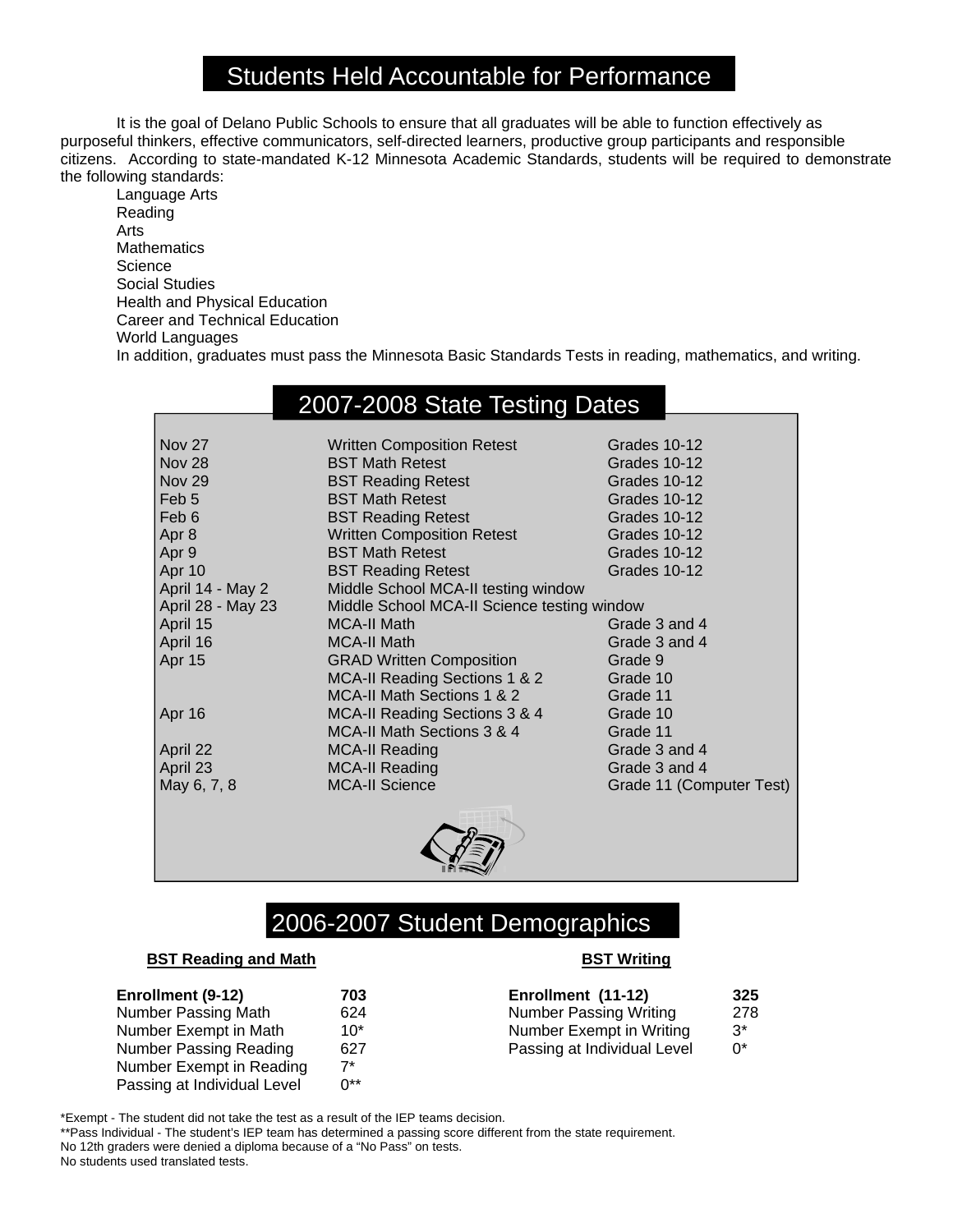## Students Held Accountable for Performance

It is the goal of Delano Public Schools to ensure that all graduates will be able to function effectively as purposeful thinkers, effective communicators, self-directed learners, productive group participants and responsible citizens. According to state-mandated K-12 Minnesota Academic Standards, students will be required to demonstrate the following standards:

- Language Arts
- Reading
- Arts
- Mathematics
- Science
- Social Studies
- Health and Physical Education
- Career and Technical Education
- World Languages

In addition, graduates must pass the Minnesota Basic Standards Tests in reading, mathematics, and writing.

## 2007-2008 State Testing Dates

| Date | Test | Grade |
|---|---|---|
| Nov 27 | Written Composition Retest | Grades 10-12 |
| Nov 28 | BST Math Retest | Grades 10-12 |
| Nov 29 | BST Reading Retest | Grades 10-12 |
| Feb 5 | BST Math Retest | Grades 10-12 |
| Feb 6 | BST Reading Retest | Grades 10-12 |
| Apr 8 | Written Composition Retest | Grades 10-12 |
| Apr 9 | BST Math Retest | Grades 10-12 |
| Apr 10 | BST Reading Retest | Grades 10-12 |
| April 14 - May 2 | Middle School MCA-II testing window | |
| April 28 - May 23 | Middle School MCA-II Science testing window | |
| April 15 | MCA-II Math | Grade 3 and 4 |
| April 16 | MCA-II Math | Grade 3 and 4 |
| Apr 15 | GRAD Written Composition | Grade 9 |
| | MCA-II Reading Sections 1 & 2 | Grade 10 |
| | MCA-II Math Sections 1 & 2 | Grade 11 |
| Apr 16 | MCA-II Reading Sections 3 & 4 | Grade 10 |
| | MCA-II Math Sections 3 & 4 | Grade 11 |
| April 22 | MCA-II Reading | Grade 3 and 4 |
| April 23 | MCA-II Reading | Grade 3 and 4 |
| May 6, 7, 8 | MCA-II Science | Grade 11 (Computer Test) |

## 2006-2007 Student Demographics

**BST Reading and Math**

| **Enrollment (9-12)** | **703** |
|---|---|
| Number Passing Math | 624 |
| Number Exempt in Math | 10* |
| Number Passing Reading | 627 |
| Number Exempt in Reading | 7* |
| Passing at Individual Level | 0** |

**BST Writing**

| **Enrollment (11-12)** | **325** |
|---|---|
| Number Passing Writing | 278 |
| Number Exempt in Writing | 3* |
| Passing at Individual Level | 0* |

*Exempt - The student did not take the test as a result of the IEP teams decision.
**Pass Individual - The student's IEP team has determined a passing score different from the state requirement.
No 12th graders were denied a diploma because of a "No Pass" on tests.
No students used translated tests.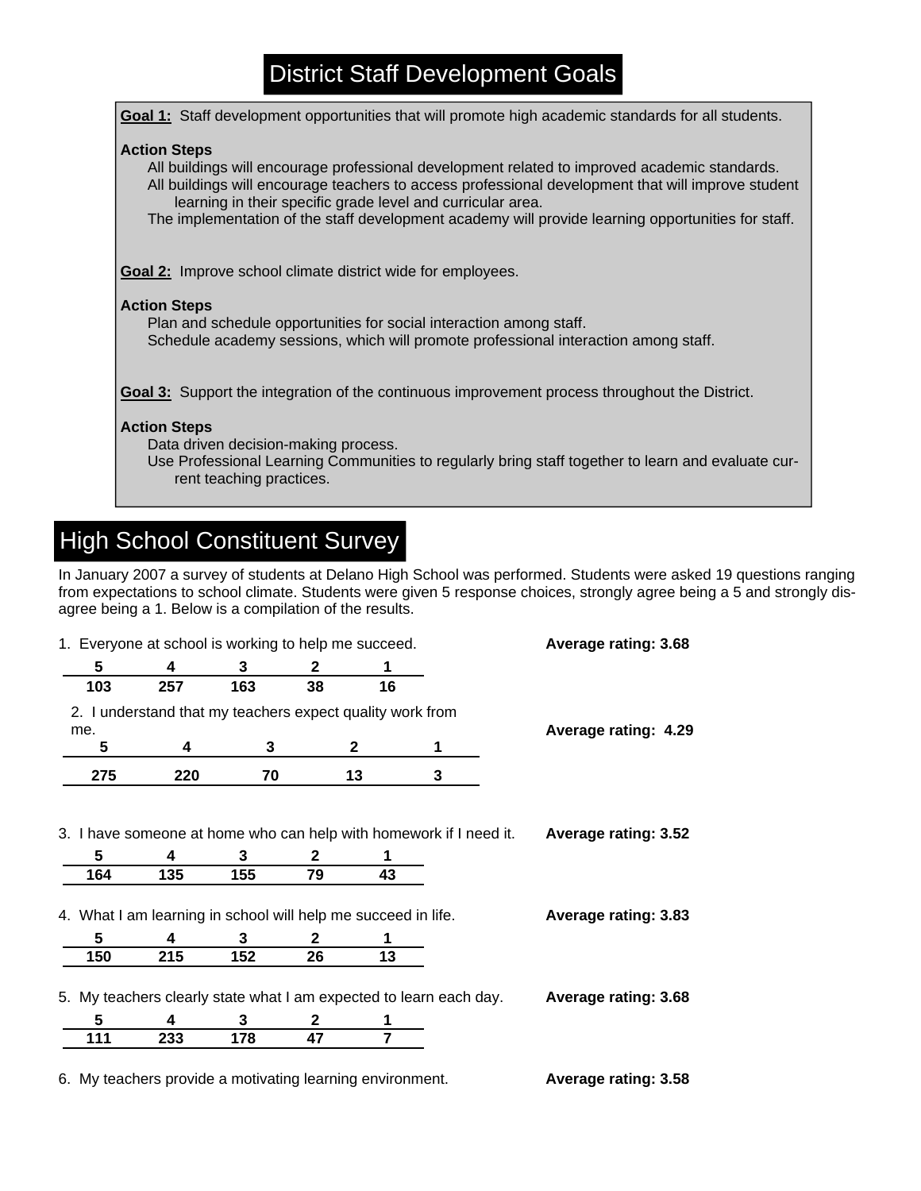## District Staff Development Goals

**Goal 1:** Staff development opportunities that will promote high academic standards for all students.

**Action Steps**

- All buildings will encourage professional development related to improved academic standards.
- All buildings will encourage teachers to access professional development that will improve student learning in their specific grade level and curricular area.
- The implementation of the staff development academy will provide learning opportunities for staff.

**Goal 2:** Improve school climate district wide for employees.

**Action Steps**

- Plan and schedule opportunities for social interaction among staff.
- Schedule academy sessions, which will promote professional interaction among staff.

**Goal 3:** Support the integration of the continuous improvement process throughout the District.

**Action Steps**

- Data driven decision-making process.
- Use Professional Learning Communities to regularly bring staff together to learn and evaluate current teaching practices.

## High School Constituent Survey

In January 2007 a survey of students at Delano High School was performed. Students were asked 19 questions ranging from expectations to school climate. Students were given 5 response choices, strongly agree being a 5 and strongly disagree being a 1. Below is a compilation of the results.

1. Everyone at school is working to help me succeed. **Average rating: 3.68**

| 5 | 4 | 3 | 2 | 1 |
|---|---|---|---|---|
| 103 | 257 | 163 | 38 | 16 |

2. I understand that my teachers expect quality work from me. **Average rating: 4.29**

| 5 | 4 | 3 | 2 | 1 |
|---|---|---|---|---|
| 275 | 220 | 70 | 13 | 3 |

3. I have someone at home who can help with homework if I need it. **Average rating: 3.52**

| 5 | 4 | 3 | 2 | 1 |
|---|---|---|---|---|
| 164 | 135 | 155 | 79 | 43 |

4. What I am learning in school will help me succeed in life. **Average rating: 3.83**

| 5 | 4 | 3 | 2 | 1 |
|---|---|---|---|---|
| 150 | 215 | 152 | 26 | 13 |

5. My teachers clearly state what I am expected to learn each day. **Average rating: 3.68**

| 5 | 4 | 3 | 2 | 1 |
|---|---|---|---|---|
| 111 | 233 | 178 | 47 | 7 |

6. My teachers provide a motivating learning environment. **Average rating: 3.58**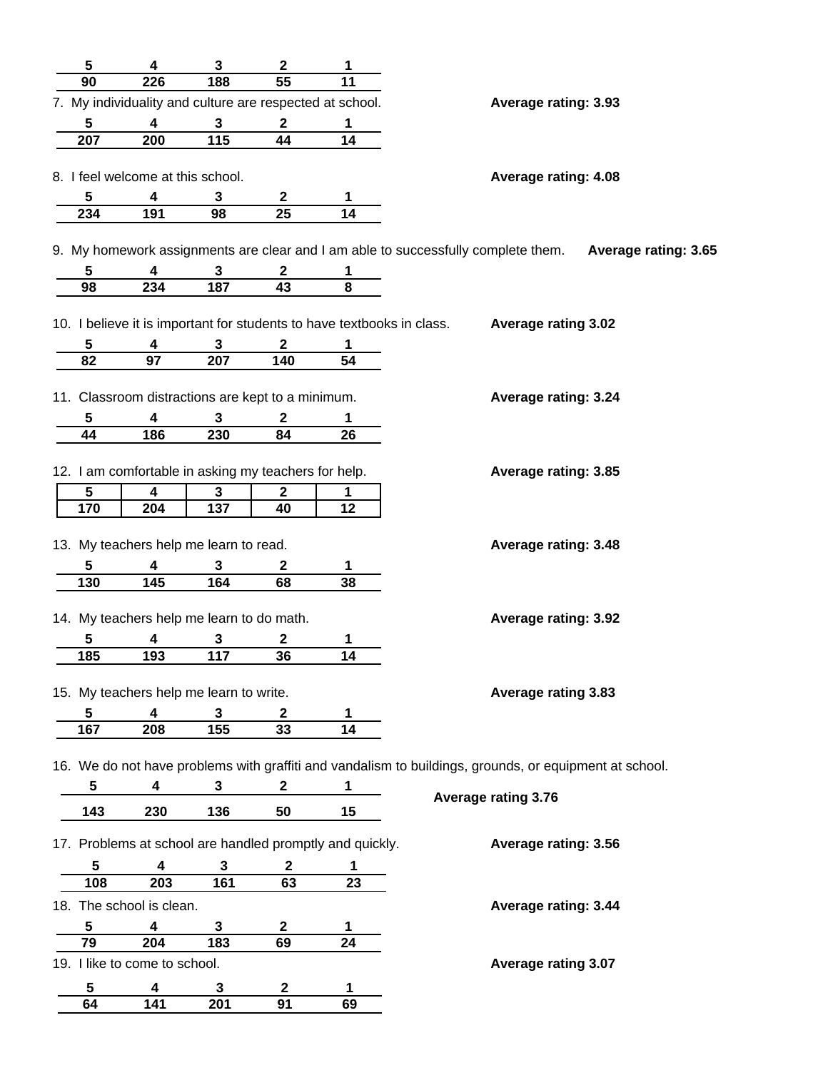| 5 | 4 | 3 | 2 | 1 |
|---|---|---|---|---|
| 90 | 226 | 188 | 55 | 11 |

7. My individuality and culture are respected at school. **Average rating: 3.93**

| 5 | 4 | 3 | 2 | 1 |
|---|---|---|---|---|
| 207 | 200 | 115 | 44 | 14 |

8. I feel welcome at this school. **Average rating: 4.08**

| 5 | 4 | 3 | 2 | 1 |
|---|---|---|---|---|
| 234 | 191 | 98 | 25 | 14 |

9. My homework assignments are clear and I am able to successfully complete them. **Average rating: 3.65**

| 5 | 4 | 3 | 2 | 1 |
|---|---|---|---|---|
| 98 | 234 | 187 | 43 | 8 |

10. I believe it is important for students to have textbooks in class. **Average rating 3.02**

| 5 | 4 | 3 | 2 | 1 |
|---|---|---|---|---|
| 82 | 97 | 207 | 140 | 54 |

11. Classroom distractions are kept to a minimum. **Average rating: 3.24**

| 5 | 4 | 3 | 2 | 1 |
|---|---|---|---|---|
| 44 | 186 | 230 | 84 | 26 |

12. I am comfortable in asking my teachers for help. **Average rating: 3.85**

| 5 | 4 | 3 | 2 | 1 |
|---|---|---|---|---|
| 170 | 204 | 137 | 40 | 12 |

13. My teachers help me learn to read. **Average rating: 3.48**

| 5 | 4 | 3 | 2 | 1 |
|---|---|---|---|---|
| 130 | 145 | 164 | 68 | 38 |

14. My teachers help me learn to do math. **Average rating: 3.92**

| 5 | 4 | 3 | 2 | 1 |
|---|---|---|---|---|
| 185 | 193 | 117 | 36 | 14 |

15. My teachers help me learn to write. **Average rating 3.83**

| 5 | 4 | 3 | 2 | 1 |
|---|---|---|---|---|
| 167 | 208 | 155 | 33 | 14 |

16. We do not have problems with graffiti and vandalism to buildings, grounds, or equipment at school.

**Average rating 3.76**

| 5 | 4 | 3 | 2 | 1 |
|---|---|---|---|---|
| 143 | 230 | 136 | 50 | 15 |

17. Problems at school are handled promptly and quickly. **Average rating: 3.56**

| 5 | 4 | 3 | 2 | 1 |
|---|---|---|---|---|
| 108 | 203 | 161 | 63 | 23 |

18. The school is clean. **Average rating: 3.44**

| 5 | 4 | 3 | 2 | 1 |
|---|---|---|---|---|
| 79 | 204 | 183 | 69 | 24 |

19. I like to come to school. **Average rating 3.07**

| 5 | 4 | 3 | 2 | 1 |
|---|---|---|---|---|
| 64 | 141 | 201 | 91 | 69 |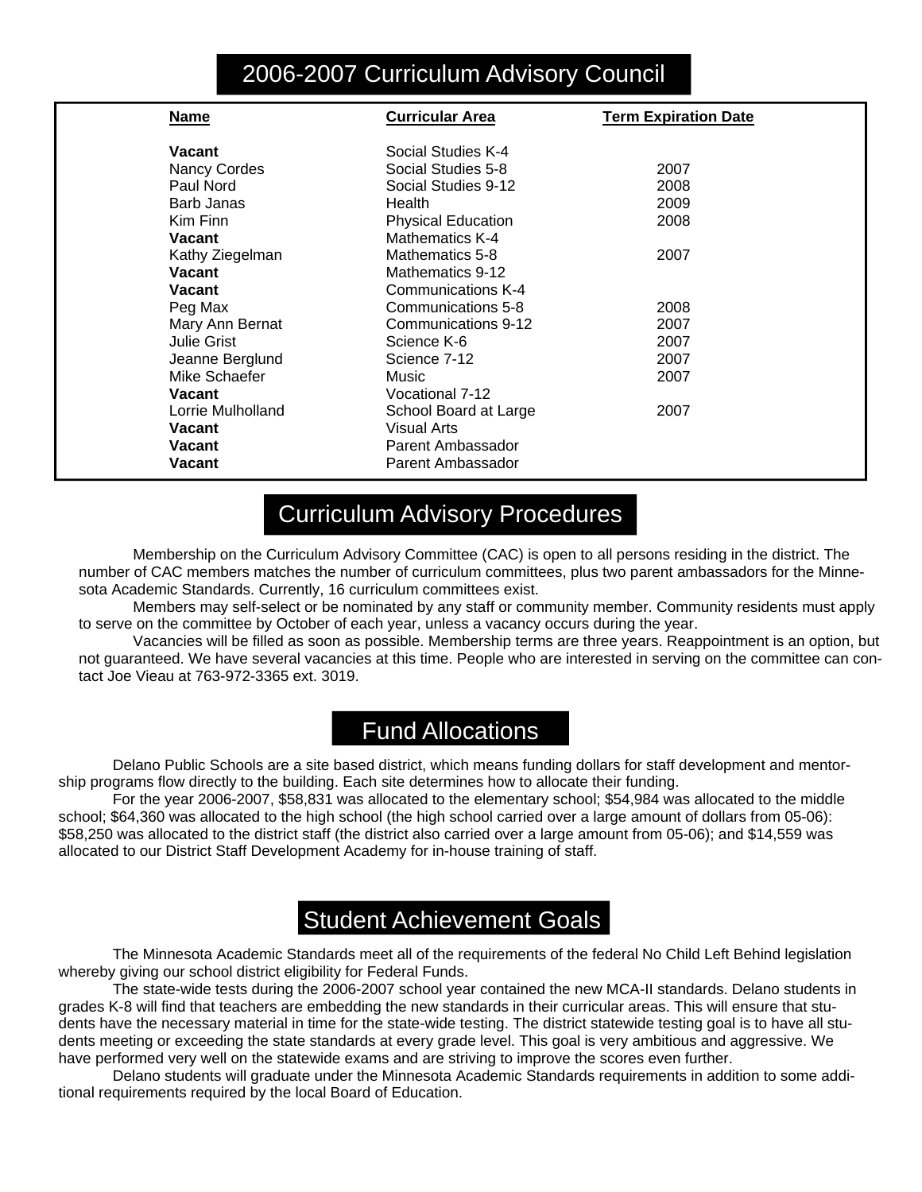## 2006-2007 Curriculum Advisory Council

| Name | Curricular Area | Term Expiration Date |
|---|---|---|
| **Vacant** | Social Studies K-4 | |
| Nancy Cordes | Social Studies 5-8 | 2007 |
| Paul Nord | Social Studies 9-12 | 2008 |
| Barb Janas | Health | 2009 |
| Kim Finn | Physical Education | 2008 |
| **Vacant** | Mathematics K-4 | |
| Kathy Ziegelman | Mathematics 5-8 | 2007 |
| **Vacant** | Mathematics 9-12 | |
| **Vacant** | Communications K-4 | |
| Peg Max | Communications 5-8 | 2008 |
| Mary Ann Bernat | Communications 9-12 | 2007 |
| Julie Grist | Science K-6 | 2007 |
| Jeanne Berglund | Science 7-12 | 2007 |
| Mike Schaefer | Music | 2007 |
| **Vacant** | Vocational 7-12 | |
| Lorrie Mulholland | School Board at Large | 2007 |
| **Vacant** | Visual Arts | |
| **Vacant** | Parent Ambassador | |
| **Vacant** | Parent Ambassador | |

## Curriculum Advisory Procedures

Membership on the Curriculum Advisory Committee (CAC) is open to all persons residing in the district. The number of CAC members matches the number of curriculum committees, plus two parent ambassadors for the Minnesota Academic Standards. Currently, 16 curriculum committees exist.

Members may self-select or be nominated by any staff or community member. Community residents must apply to serve on the committee by October of each year, unless a vacancy occurs during the year.

Vacancies will be filled as soon as possible. Membership terms are three years. Reappointment is an option, but not guaranteed. We have several vacancies at this time. People who are interested in serving on the committee can contact Joe Vieau at 763-972-3365 ext. 3019.

## Fund Allocations

Delano Public Schools are a site based district, which means funding dollars for staff development and mentorship programs flow directly to the building. Each site determines how to allocate their funding.

For the year 2006-2007, $58,831 was allocated to the elementary school; $54,984 was allocated to the middle school; $64,360 was allocated to the high school (the high school carried over a large amount of dollars from 05-06): $58,250 was allocated to the district staff (the district also carried over a large amount from 05-06); and $14,559 was allocated to our District Staff Development Academy for in-house training of staff.

## Student Achievement Goals

The Minnesota Academic Standards meet all of the requirements of the federal No Child Left Behind legislation whereby giving our school district eligibility for Federal Funds.

The state-wide tests during the 2006-2007 school year contained the new MCA-II standards. Delano students in grades K-8 will find that teachers are embedding the new standards in their curricular areas. This will ensure that students have the necessary material in time for the state-wide testing. The district statewide testing goal is to have all students meeting or exceeding the state standards at every grade level. This goal is very ambitious and aggressive. We have performed very well on the statewide exams and are striving to improve the scores even further.

Delano students will graduate under the Minnesota Academic Standards requirements in addition to some additional requirements required by the local Board of Education.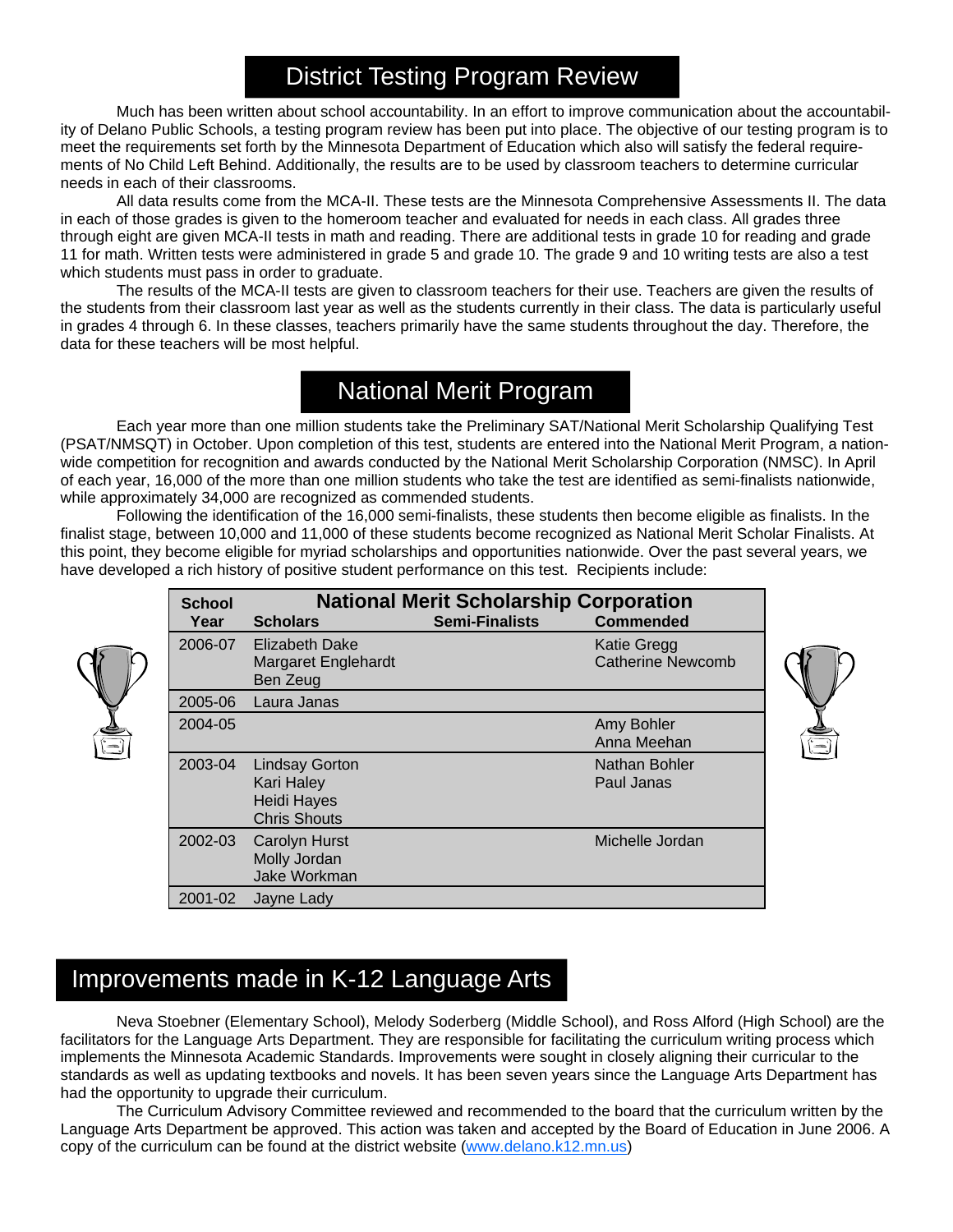## District Testing Program Review

Much has been written about school accountability. In an effort to improve communication about the accountability of Delano Public Schools, a testing program review has been put into place. The objective of our testing program is to meet the requirements set forth by the Minnesota Department of Education which also will satisfy the federal requirements of No Child Left Behind. Additionally, the results are to be used by classroom teachers to determine curricular needs in each of their classrooms.

All data results come from the MCA-II. These tests are the Minnesota Comprehensive Assessments II. The data in each of those grades is given to the homeroom teacher and evaluated for needs in each class. All grades three through eight are given MCA-II tests in math and reading. There are additional tests in grade 10 for reading and grade 11 for math. Written tests were administered in grade 5 and grade 10. The grade 9 and 10 writing tests are also a test which students must pass in order to graduate.

The results of the MCA-II tests are given to classroom teachers for their use. Teachers are given the results of the students from their classroom last year as well as the students currently in their class. The data is particularly useful in grades 4 through 6. In these classes, teachers primarily have the same students throughout the day. Therefore, the data for these teachers will be most helpful.

## National Merit Program

Each year more than one million students take the Preliminary SAT/National Merit Scholarship Qualifying Test (PSAT/NMSQT) in October. Upon completion of this test, students are entered into the National Merit Program, a nationwide competition for recognition and awards conducted by the National Merit Scholarship Corporation (NMSC). In April of each year, 16,000 of the more than one million students who take the test are identified as semi-finalists nationwide, while approximately 34,000 are recognized as commended students.

Following the identification of the 16,000 semi-finalists, these students then become eligible as finalists. In the finalist stage, between 10,000 and 11,000 of these students become recognized as National Merit Scholar Finalists. At this point, they become eligible for myriad scholarships and opportunities nationwide. Over the past several years, we have developed a rich history of positive student performance on this test. Recipients include:

| School Year | National Merit Scholarship Corporation | | |
|---|---|---|---|
| | **Scholars** | **Semi-Finalists** | **Commended** |
| 2006-07 | Elizabeth Dake<br>Margaret Englehardt<br>Ben Zeug | | Katie Gregg<br>Catherine Newcomb |
| 2005-06 | Laura Janas | | |
| 2004-05 | | | Amy Bohler<br>Anna Meehan |
| 2003-04 | Lindsay Gorton<br>Kari Haley<br>Heidi Hayes<br>Chris Shouts | | Nathan Bohler<br>Paul Janas |
| 2002-03 | Carolyn Hurst<br>Molly Jordan<br>Jake Workman | | Michelle Jordan |
| 2001-02 | Jayne Lady | | |

## Improvements made in K-12 Language Arts

Neva Stoebner (Elementary School), Melody Soderberg (Middle School), and Ross Alford (High School) are the facilitators for the Language Arts Department. They are responsible for facilitating the curriculum writing process which implements the Minnesota Academic Standards. Improvements were sought in closely aligning their curricular to the standards as well as updating textbooks and novels. It has been seven years since the Language Arts Department has had the opportunity to upgrade their curriculum.

The Curriculum Advisory Committee reviewed and recommended to the board that the curriculum written by the Language Arts Department be approved. This action was taken and accepted by the Board of Education in June 2006. A copy of the curriculum can be found at the district website (www.delano.k12.mn.us)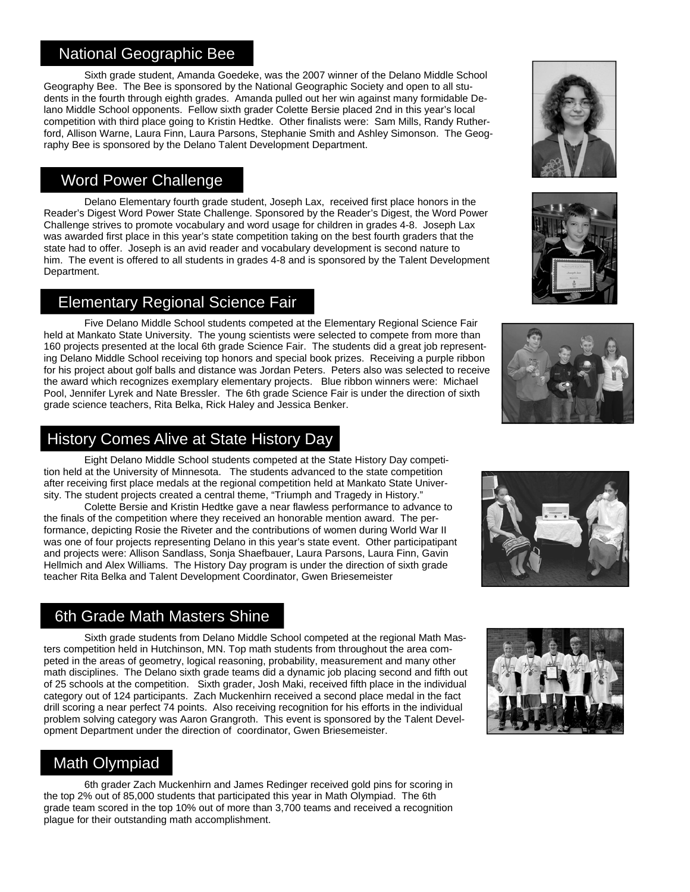## National Geographic Bee

Sixth grade student, Amanda Goedeke, was the 2007 winner of the Delano Middle School Geography Bee. The Bee is sponsored by the National Geographic Society and open to all students in the fourth through eighth grades. Amanda pulled out her win against many formidable Delano Middle School opponents. Fellow sixth grader Colette Bersie placed 2nd in this year's local competition with third place going to Kristin Hedtke. Other finalists were: Sam Mills, Randy Rutherford, Allison Warne, Laura Finn, Laura Parsons, Stephanie Smith and Ashley Simonson. The Geography Bee is sponsored by the Delano Talent Development Department.

## Word Power Challenge

Delano Elementary fourth grade student, Joseph Lax, received first place honors in the Reader's Digest Word Power State Challenge. Sponsored by the Reader's Digest, the Word Power Challenge strives to promote vocabulary and word usage for children in grades 4-8. Joseph Lax was awarded first place in this year's state competition taking on the best fourth graders that the state had to offer. Joseph is an avid reader and vocabulary development is second nature to him. The event is offered to all students in grades 4-8 and is sponsored by the Talent Development Department.

## Elementary Regional Science Fair

Five Delano Middle School students competed at the Elementary Regional Science Fair held at Mankato State University. The young scientists were selected to compete from more than 160 projects presented at the local 6th grade Science Fair. The students did a great job representing Delano Middle School receiving top honors and special book prizes. Receiving a purple ribbon for his project about golf balls and distance was Jordan Peters. Peters also was selected to receive the award which recognizes exemplary elementary projects. Blue ribbon winners were: Michael Pool, Jennifer Lyrek and Nate Bressler. The 6th grade Science Fair is under the direction of sixth grade science teachers, Rita Belka, Rick Haley and Jessica Benker.

## History Comes Alive at State History Day

Eight Delano Middle School students competed at the State History Day competition held at the University of Minnesota. The students advanced to the state competition after receiving first place medals at the regional competition held at Mankato State University. The student projects created a central theme, "Triumph and Tragedy in History."

Colette Bersie and Kristin Hedtke gave a near flawless performance to advance to the finals of the competition where they received an honorable mention award. The performance, depicting Rosie the Riveter and the contributions of women during World War II was one of four projects representing Delano in this year's state event. Other participatipant and projects were: Allison Sandlass, Sonja Shaefbauer, Laura Parsons, Laura Finn, Gavin Hellmich and Alex Williams. The History Day program is under the direction of sixth grade teacher Rita Belka and Talent Development Coordinator, Gwen Briesemeister

## 6th Grade Math Masters Shine

Sixth grade students from Delano Middle School competed at the regional Math Masters competition held in Hutchinson, MN. Top math students from throughout the area competed in the areas of geometry, logical reasoning, probability, measurement and many other math disciplines. The Delano sixth grade teams did a dynamic job placing second and fifth out of 25 schools at the competition. Sixth grader, Josh Maki, received fifth place in the individual category out of 124 participants. Zach Muckenhirn received a second place medal in the fact drill scoring a near perfect 74 points. Also receiving recognition for his efforts in the individual problem solving category was Aaron Grangroth. This event is sponsored by the Talent Development Department under the direction of coordinator, Gwen Briesemeister.

## Math Olympiad

6th grader Zach Muckenhirn and James Redinger received gold pins for scoring in the top 2% out of 85,000 students that participated this year in Math Olympiad. The 6th grade team scored in the top 10% out of more than 3,700 teams and received a recognition plague for their outstanding math accomplishment.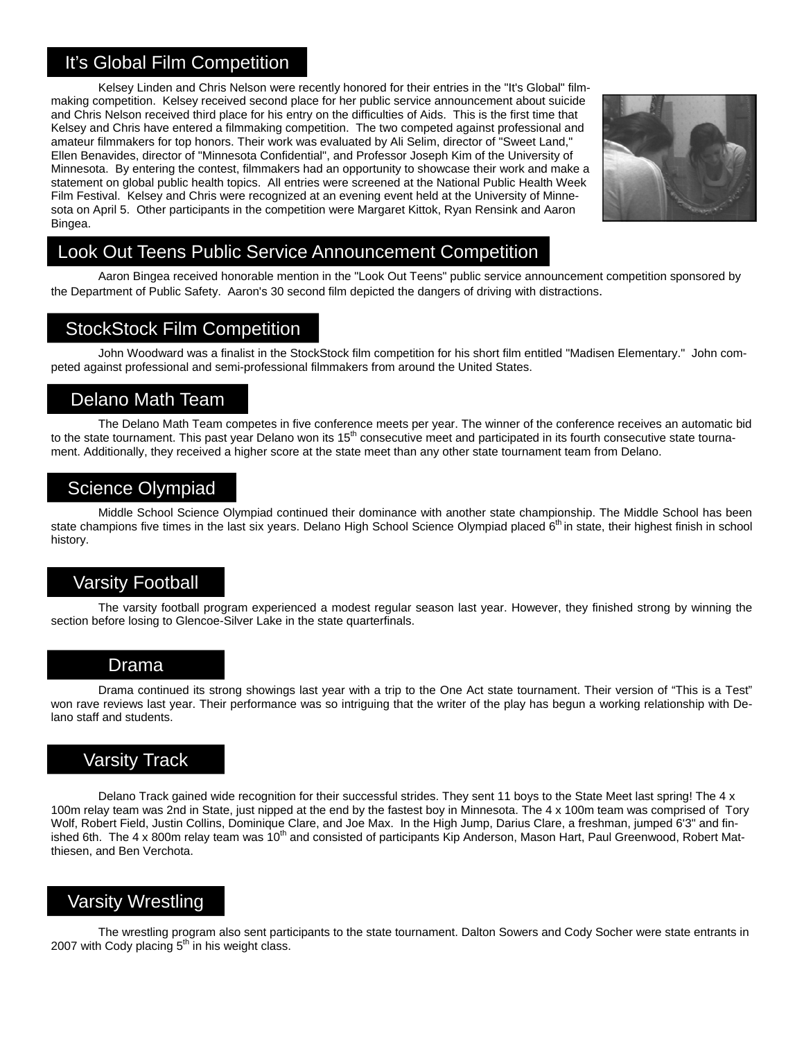## It's Global Film Competition

Kelsey Linden and Chris Nelson were recently honored for their entries in the "It's Global" filmmaking competition. Kelsey received second place for her public service announcement about suicide and Chris Nelson received third place for his entry on the difficulties of Aids. This is the first time that Kelsey and Chris have entered a filmmaking competition. The two competed against professional and amateur filmmakers for top honors. Their work was evaluated by Ali Selim, director of "Sweet Land," Ellen Benavides, director of "Minnesota Confidential", and Professor Joseph Kim of the University of Minnesota. By entering the contest, filmmakers had an opportunity to showcase their work and make a statement on global public health topics. All entries were screened at the National Public Health Week Film Festival. Kelsey and Chris were recognized at an evening event held at the University of Minnesota on April 5. Other participants in the competition were Margaret Kittok, Ryan Rensink and Aaron Bingea.

## Look Out Teens Public Service Announcement Competition

Aaron Bingea received honorable mention in the "Look Out Teens" public service announcement competition sponsored by the Department of Public Safety. Aaron's 30 second film depicted the dangers of driving with distractions.

## StockStock Film Competition

John Woodward was a finalist in the StockStock film competition for his short film entitled "Madisen Elementary." John competed against professional and semi-professional filmmakers from around the United States.

## Delano Math Team

The Delano Math Team competes in five conference meets per year. The winner of the conference receives an automatic bid to the state tournament. This past year Delano won its 15th consecutive meet and participated in its fourth consecutive state tournament. Additionally, they received a higher score at the state meet than any other state tournament team from Delano.

## Science Olympiad

Middle School Science Olympiad continued their dominance with another state championship. The Middle School has been state champions five times in the last six years. Delano High School Science Olympiad placed 6th in state, their highest finish in school history.

## Varsity Football

The varsity football program experienced a modest regular season last year. However, they finished strong by winning the section before losing to Glencoe-Silver Lake in the state quarterfinals.

## Drama

Drama continued its strong showings last year with a trip to the One Act state tournament. Their version of "This is a Test" won rave reviews last year. Their performance was so intriguing that the writer of the play has begun a working relationship with Delano staff and students.

## Varsity Track

Delano Track gained wide recognition for their successful strides. They sent 11 boys to the State Meet last spring! The 4 x 100m relay team was 2nd in State, just nipped at the end by the fastest boy in Minnesota. The 4 x 100m team was comprised of Tory Wolf, Robert Field, Justin Collins, Dominique Clare, and Joe Max. In the High Jump, Darius Clare, a freshman, jumped 6'3" and finished 6th. The 4 x 800m relay team was 10th and consisted of participants Kip Anderson, Mason Hart, Paul Greenwood, Robert Matthiesen, and Ben Verchota.

## Varsity Wrestling

The wrestling program also sent participants to the state tournament. Dalton Sowers and Cody Socher were state entrants in 2007 with Cody placing 5th in his weight class.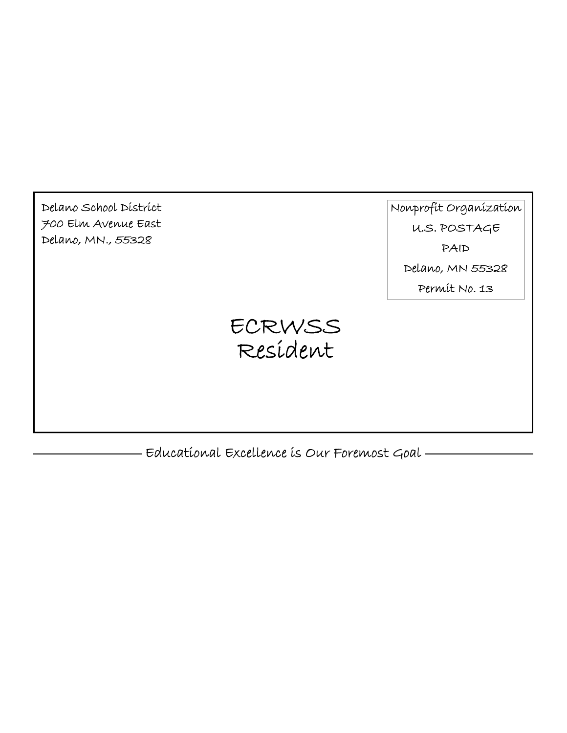Delano School District
700 Elm Avenue East
Delano, MN., 55328

Nonprofit Organization
U.S. POSTAGE
PAID
Delano, MN 55328
Permit No. 13

ECRWSS
Resident

Educational Excellence is Our Foremost Goal